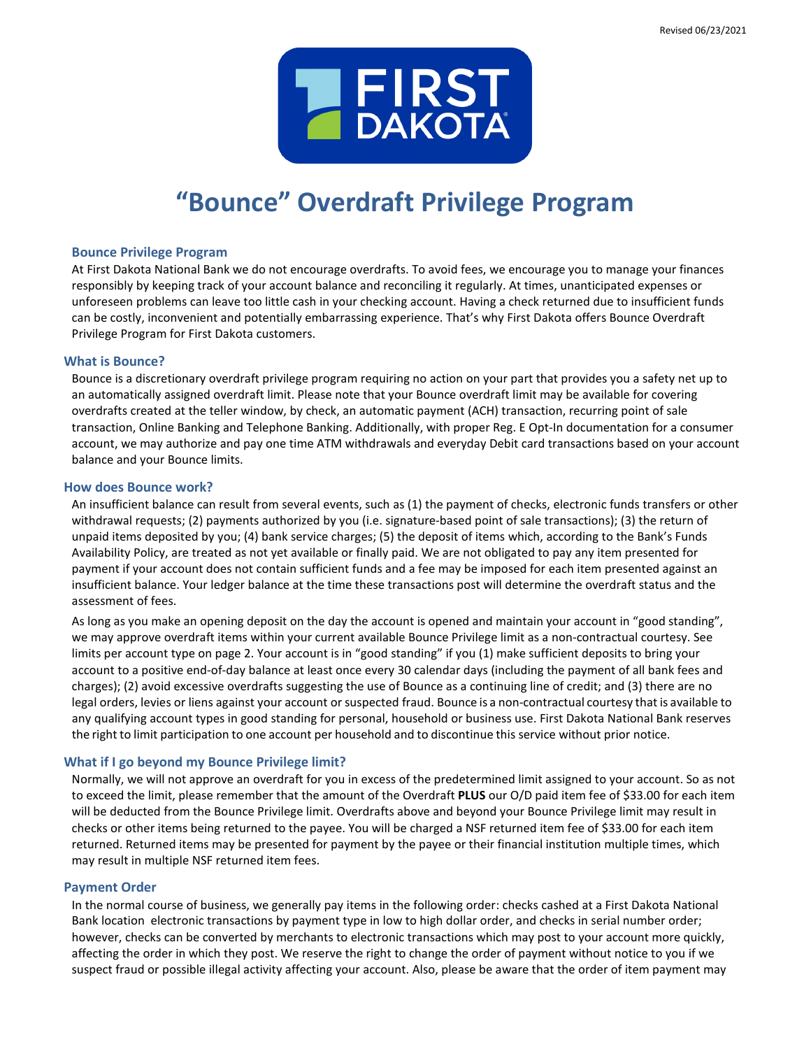Revised 06/23/2021

# "Bounce" Overdraft Privilege Program

### Bounce Privilege Program

At First Dakota National Bank we do not encourage overdrafts. To avoid fees, we encourage you to manage your finances responsibly by keeping track of your account balance and reconciling it regularly. At times, unanticipated expenses or unforeseen problems can leave too little cash in your checking account. Having a check returned due to insufficient funds can be costly, inconvenient and potentially embarrassing experience. That's why First Dakota offers Bounce Overdraft Privilege Program for First Dakota customers.

### What is Bounce?

Bounce is a discretionary overdraft privilege program requiring no action on your part that provides you a safety net up to an automatically assigned overdraft limit. Please note that your Bounce overdraft limit may be available for covering overdrafts created at the teller window, by check, an automatic payment (ACH) transaction, recurring point of sale transaction, Online Banking and Telephone Banking. Additionally, with proper Reg. E Opt-In documentation for a consumer account, we may authorize and pay one time ATM withdrawals and everyday Debit card transactions based on your account balance and your Bounce limits.

### How does Bounce work?

An insufficient balance can result from several events, such as (1) the payment of checks, electronic funds transfers or other withdrawal requests; (2) payments authorized by you (i.e. signature-based point of sale transactions); (3) the return of unpaid items deposited by you; (4) bank service charges; (5) the deposit of items which, according to the Bank's Funds Availability Policy, are treated as not yet available or finally paid. We are not obligated to pay any item presented for payment if your account does not contain sufficient funds and a fee may be imposed for each item presented against an insufficient balance. Your ledger balance at the time these transactions post will determine the overdraft status and the assessment of fees.

As long as you make an opening deposit on the day the account is opened and maintain your account in "good standing", we may approve overdraft items within your current available Bounce Privilege limit as a non-contractual courtesy. See limits per account type on page 2. Your account is in "good standing" if you (1) make sufficient deposits to bring your account to a positive end-of-day balance at least once every 30 calendar days (including the payment of all bank fees and charges); (2) avoid excessive overdrafts suggesting the use of Bounce as a continuing line of credit; and (3) there are no legal orders, levies or liens against your account or suspected fraud. Bounce is a non-contractual courtesy that is available to any qualifying account types in good standing for personal, household or business use. First Dakota National Bank reserves the right to limit participation to one account per household and to discontinue this service without prior notice.

### What if I go beyond my Bounce Privilege limit?

Normally, we will not approve an overdraft for you in excess of the predetermined limit assigned to your account. So as not to exceed the limit, please remember that the amount of the Overdraft **PLUS** our O/D paid item fee of $33.00 for each item will be deducted from the Bounce Privilege limit. Overdrafts above and beyond your Bounce Privilege limit may result in checks or other items being returned to the payee. You will be charged a NSF returned item fee of $33.00 for each item returned. Returned items may be presented for payment by the payee or their financial institution multiple times, which may result in multiple NSF returned item fees.

### Payment Order

In the normal course of business, we generally pay items in the following order: checks cashed at a First Dakota National Bank location electronic transactions by payment type in low to high dollar order, and checks in serial number order; however, checks can be converted by merchants to electronic transactions which may post to your account more quickly, affecting the order in which they post. We reserve the right to change the order of payment without notice to you if we suspect fraud or possible illegal activity affecting your account. Also, please be aware that the order of item payment may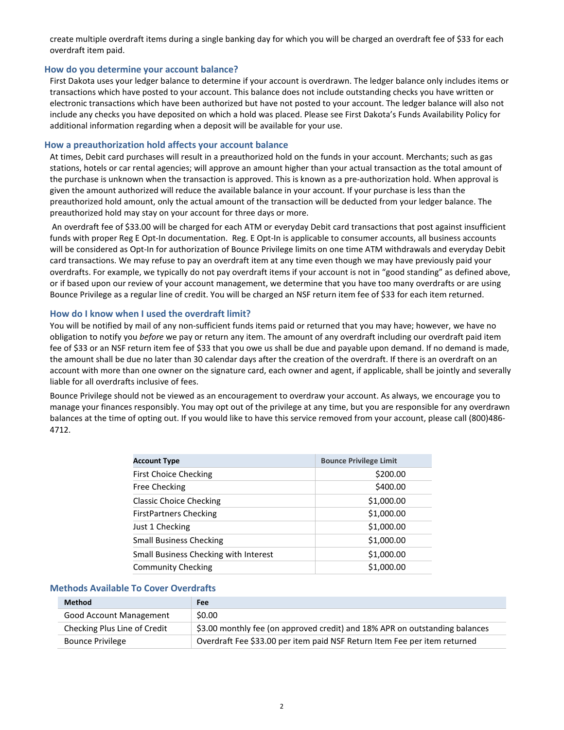create multiple overdraft items during a single banking day for which you will be charged an overdraft fee of $33 for each overdraft item paid.

### How do you determine your account balance?

First Dakota uses your ledger balance to determine if your account is overdrawn. The ledger balance only includes items or transactions which have posted to your account. This balance does not include outstanding checks you have written or electronic transactions which have been authorized but have not posted to your account. The ledger balance will also not include any checks you have deposited on which a hold was placed. Please see First Dakota's Funds Availability Policy for additional information regarding when a deposit will be available for your use.

### How a preauthorization hold affects your account balance

At times, Debit card purchases will result in a preauthorized hold on the funds in your account. Merchants; such as gas stations, hotels or car rental agencies; will approve an amount higher than your actual transaction as the total amount of the purchase is unknown when the transaction is approved. This is known as a pre-authorization hold. When approval is given the amount authorized will reduce the available balance in your account. If your purchase is less than the preauthorized hold amount, only the actual amount of the transaction will be deducted from your ledger balance. The preauthorized hold may stay on your account for three days or more.

An overdraft fee of $33.00 will be charged for each ATM or everyday Debit card transactions that post against insufficient funds with proper Reg E Opt-In documentation. Reg. E Opt-In is applicable to consumer accounts, all business accounts will be considered as Opt-In for authorization of Bounce Privilege limits on one time ATM withdrawals and everyday Debit card transactions. We may refuse to pay an overdraft item at any time even though we may have previously paid your overdrafts. For example, we typically do not pay overdraft items if your account is not in "good standing" as defined above, or if based upon our review of your account management, we determine that you have too many overdrafts or are using Bounce Privilege as a regular line of credit. You will be charged an NSF return item fee of $33 for each item returned.

### How do I know when I used the overdraft limit?

You will be notified by mail of any non-sufficient funds items paid or returned that you may have; however, we have no obligation to notify you *before* we pay or return any item. The amount of any overdraft including our overdraft paid item fee of $33 or an NSF return item fee of $33 that you owe us shall be due and payable upon demand. If no demand is made, the amount shall be due no later than 30 calendar days after the creation of the overdraft. If there is an overdraft on an account with more than one owner on the signature card, each owner and agent, if applicable, shall be jointly and severally liable for all overdrafts inclusive of fees.

Bounce Privilege should not be viewed as an encouragement to overdraw your account. As always, we encourage you to manage your finances responsibly. You may opt out of the privilege at any time, but you are responsible for any overdrawn balances at the time of opting out. If you would like to have this service removed from your account, please call (800)486-4712.

| Account Type | Bounce Privilege Limit |
|---|---:|
| First Choice Checking | $200.00 |
| Free Checking | $400.00 |
| Classic Choice Checking | $1,000.00 |
| FirstPartners Checking | $1,000.00 |
| Just 1 Checking | $1,000.00 |
| Small Business Checking | $1,000.00 |
| Small Business Checking with Interest | $1,000.00 |
| Community Checking | $1,000.00 |

### Methods Available To Cover Overdrafts

| Method | Fee |
|---|---|
| Good Account Management | $0.00 |
| Checking Plus Line of Credit | $3.00 monthly fee (on approved credit) and 18% APR on outstanding balances |
| Bounce Privilege | Overdraft Fee $33.00 per item paid NSF Return Item Fee per item returned |